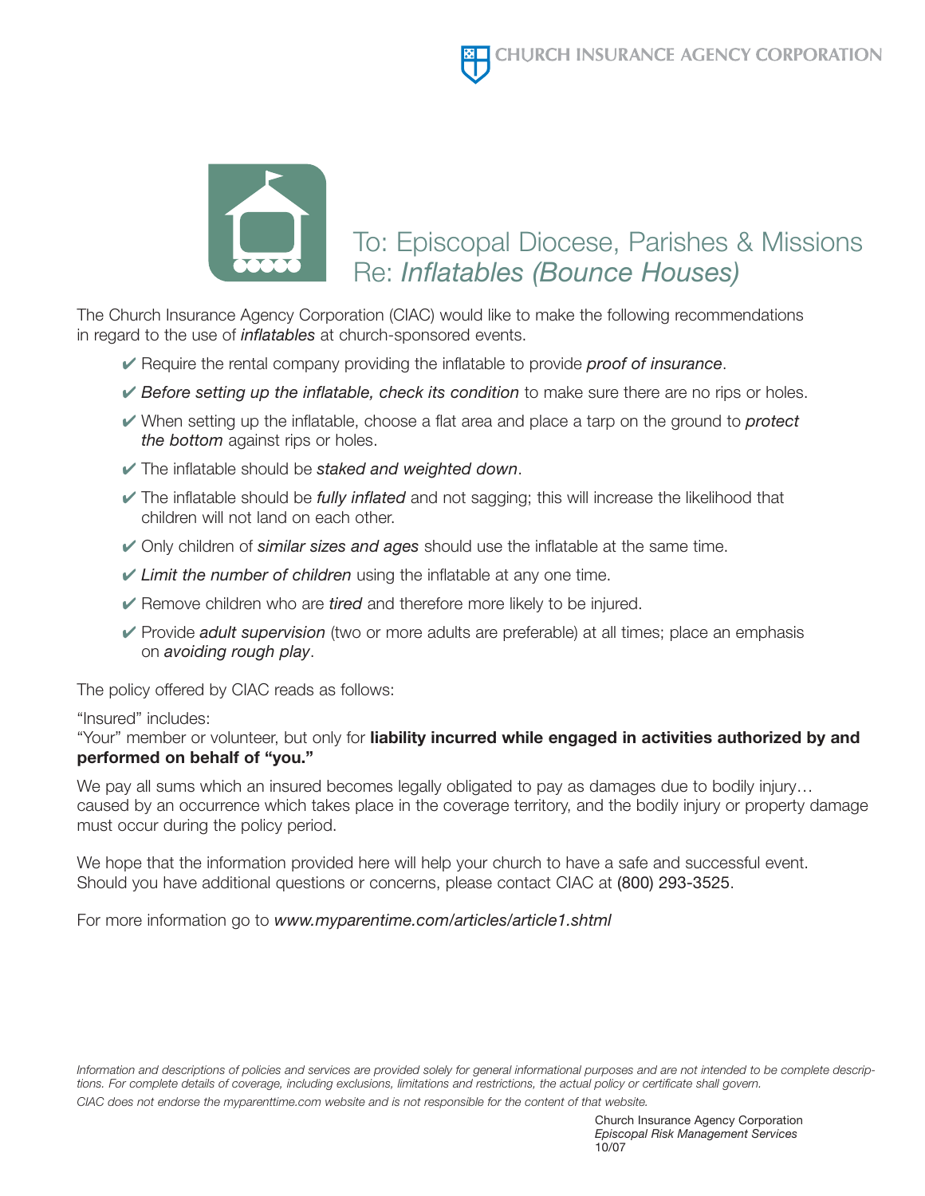CHURCH INSURANCE AGENCY CORPORATION

# To: Episcopal Diocese, Parishes & Missions
# Re: *Inflatables (Bounce Houses)*

The Church Insurance Agency Corporation (CIAC) would like to make the following recommendations in regard to the use of *inflatables* at church-sponsored events.

- ✔ Require the rental company providing the inflatable to provide *proof of insurance*.
- ✔ *Before setting up the inflatable, check its condition* to make sure there are no rips or holes.
- ✔ When setting up the inflatable, choose a flat area and place a tarp on the ground to *protect the bottom* against rips or holes.
- ✔ The inflatable should be *staked and weighted down*.
- ✔ The inflatable should be *fully inflated* and not sagging; this will increase the likelihood that children will not land on each other.
- ✔ Only children of *similar sizes and ages* should use the inflatable at the same time.
- ✔ *Limit the number of children* using the inflatable at any one time.
- ✔ Remove children who are *tired* and therefore more likely to be injured.
- ✔ Provide *adult supervision* (two or more adults are preferable) at all times; place an emphasis on *avoiding rough play*.

The policy offered by CIAC reads as follows:

"Insured" includes:
"Your" member or volunteer, but only for **liability incurred while engaged in activities authorized by and performed on behalf of "you."**

We pay all sums which an insured becomes legally obligated to pay as damages due to bodily injury… caused by an occurrence which takes place in the coverage territory, and the bodily injury or property damage must occur during the policy period.

We hope that the information provided here will help your church to have a safe and successful event. Should you have additional questions or concerns, please contact CIAC at (800) 293-3525.

For more information go to *www.myparentime.com/articles/article1.shtml*

*Information and descriptions of policies and services are provided solely for general informational purposes and are not intended to be complete descriptions. For complete details of coverage, including exclusions, limitations and restrictions, the actual policy or certificate shall govern.*

*CIAC does not endorse the myparenttime.com website and is not responsible for the content of that website.*

Church Insurance Agency Corporation
*Episcopal Risk Management Services*
10/07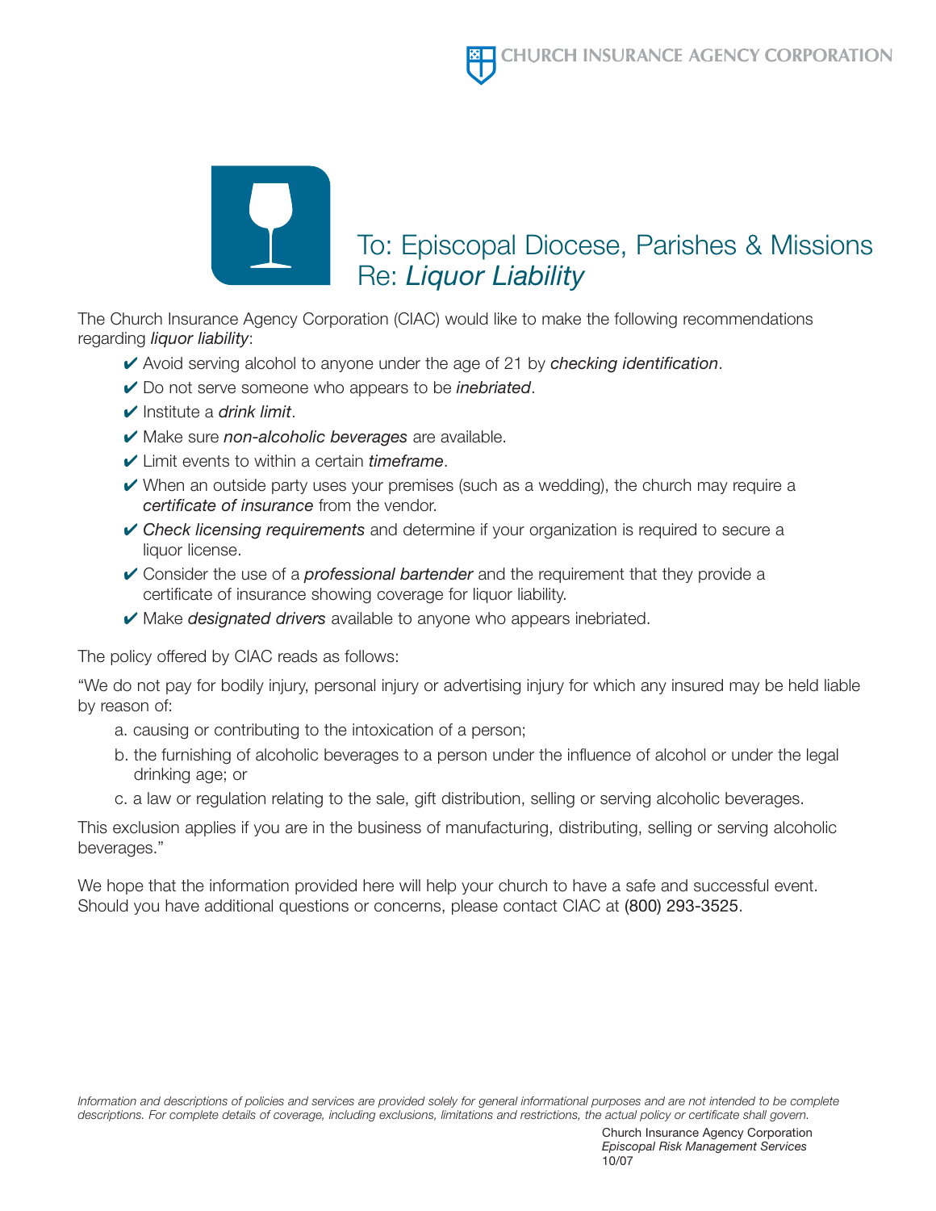CHURCH INSURANCE AGENCY CORPORATION

# To: Episcopal Diocese, Parishes & Missions
# Re: *Liquor Liability*

The Church Insurance Agency Corporation (CIAC) would like to make the following recommendations regarding *liquor liability*:

- ✔ Avoid serving alcohol to anyone under the age of 21 by *checking identification*.
- ✔ Do not serve someone who appears to be *inebriated*.
- ✔ Institute a *drink limit*.
- ✔ Make sure *non-alcoholic beverages* are available.
- ✔ Limit events to within a certain *timeframe*.
- ✔ When an outside party uses your premises (such as a wedding), the church may require a *certificate of insurance* from the vendor.
- ✔ *Check licensing requirements* and determine if your organization is required to secure a liquor license.
- ✔ Consider the use of a *professional bartender* and the requirement that they provide a certificate of insurance showing coverage for liquor liability.
- ✔ Make *designated drivers* available to anyone who appears inebriated.

The policy offered by CIAC reads as follows:

"We do not pay for bodily injury, personal injury or advertising injury for which any insured may be held liable by reason of:

a. causing or contributing to the intoxication of a person;

b. the furnishing of alcoholic beverages to a person under the influence of alcohol or under the legal drinking age; or

c. a law or regulation relating to the sale, gift distribution, selling or serving alcoholic beverages.

This exclusion applies if you are in the business of manufacturing, distributing, selling or serving alcoholic beverages."

We hope that the information provided here will help your church to have a safe and successful event. Should you have additional questions or concerns, please contact CIAC at (800) 293-3525.

*Information and descriptions of policies and services are provided solely for general informational purposes and are not intended to be complete descriptions. For complete details of coverage, including exclusions, limitations and restrictions, the actual policy or certificate shall govern.*

Church Insurance Agency Corporation
*Episcopal Risk Management Services*
10/07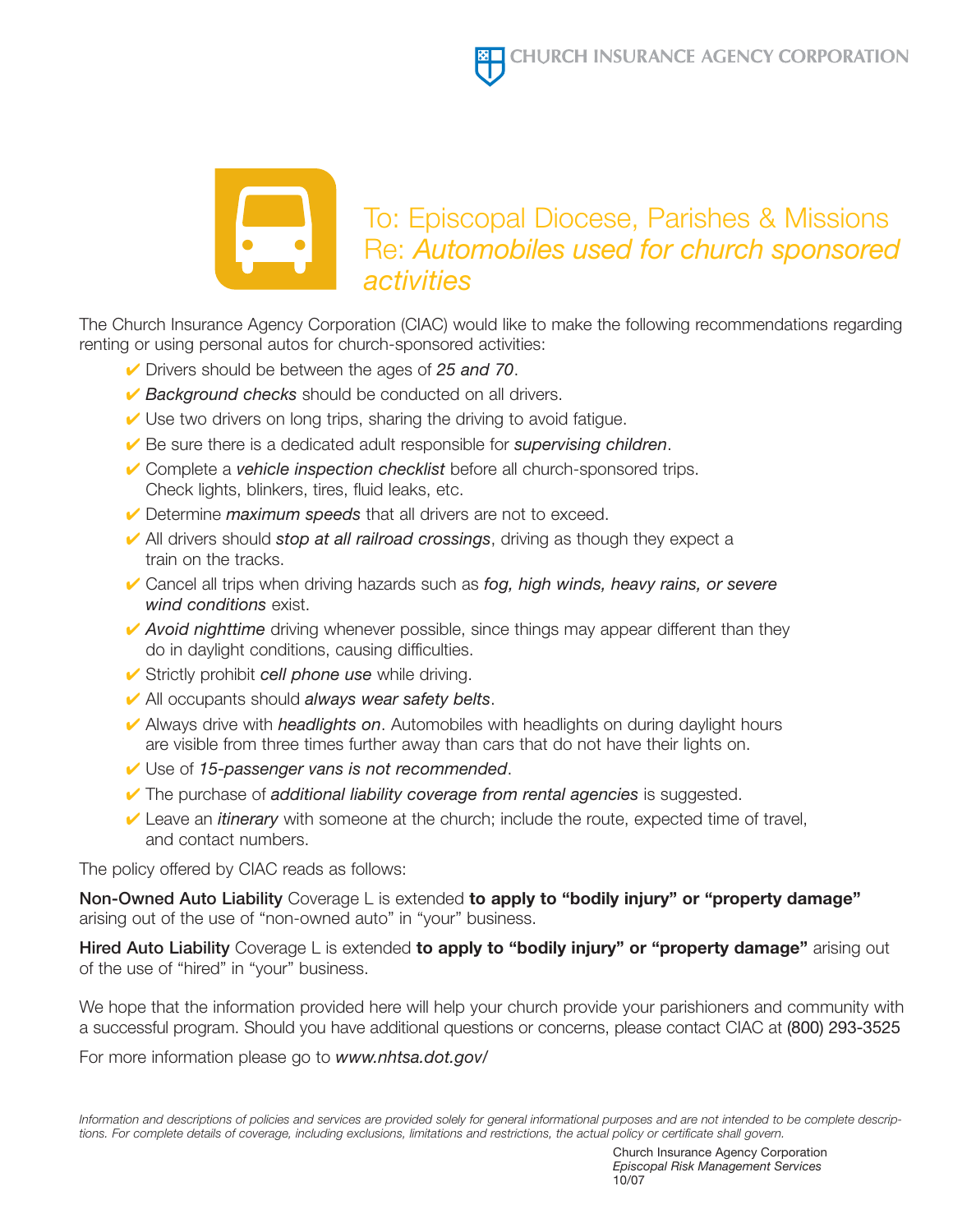CHURCH INSURANCE AGENCY CORPORATION

# To: Episcopal Diocese, Parishes & Missions
# Re: *Automobiles used for church sponsored activities*

The Church Insurance Agency Corporation (CIAC) would like to make the following recommendations regarding renting or using personal autos for church-sponsored activities:

- ✔ Drivers should be between the ages of *25 and 70*.
- ✔ *Background checks* should be conducted on all drivers.
- ✔ Use two drivers on long trips, sharing the driving to avoid fatigue.
- ✔ Be sure there is a dedicated adult responsible for *supervising children*.
- ✔ Complete a *vehicle inspection checklist* before all church-sponsored trips. Check lights, blinkers, tires, fluid leaks, etc.
- ✔ Determine *maximum speeds* that all drivers are not to exceed.
- ✔ All drivers should *stop at all railroad crossings*, driving as though they expect a train on the tracks.
- ✔ Cancel all trips when driving hazards such as *fog, high winds, heavy rains, or severe wind conditions* exist.
- ✔ *Avoid nighttime* driving whenever possible, since things may appear different than they do in daylight conditions, causing difficulties.
- ✔ Strictly prohibit *cell phone use* while driving.
- ✔ All occupants should *always wear safety belts*.
- ✔ Always drive with *headlights on*. Automobiles with headlights on during daylight hours are visible from three times further away than cars that do not have their lights on.
- ✔ Use of *15-passenger vans is not recommended*.
- ✔ The purchase of *additional liability coverage from rental agencies* is suggested.
- ✔ Leave an *itinerary* with someone at the church; include the route, expected time of travel, and contact numbers.

The policy offered by CIAC reads as follows:

**Non-Owned Auto Liability** Coverage L is extended **to apply to "bodily injury" or "property damage"** arising out of the use of "non-owned auto" in "your" business.

**Hired Auto Liability** Coverage L is extended **to apply to "bodily injury" or "property damage"** arising out of the use of "hired" in "your" business.

We hope that the information provided here will help your church provide your parishioners and community with a successful program. Should you have additional questions or concerns, please contact CIAC at (800) 293-3525

For more information please go to *www.nhtsa.dot.gov/*

*Information and descriptions of policies and services are provided solely for general informational purposes and are not intended to be complete descriptions. For complete details of coverage, including exclusions, limitations and restrictions, the actual policy or certificate shall govern.*

Church Insurance Agency Corporation
*Episcopal Risk Management Services*
10/07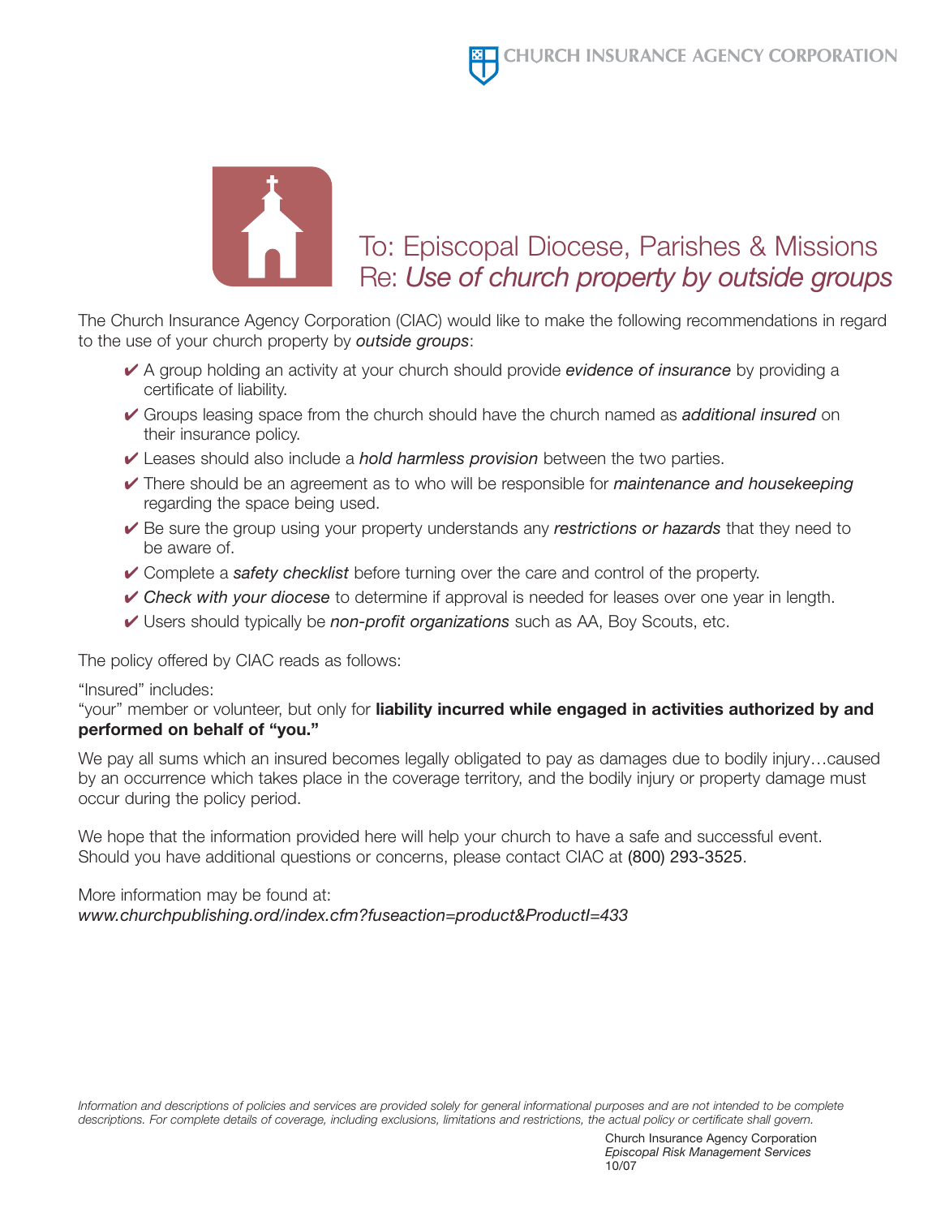CHURCH INSURANCE AGENCY CORPORATION

# To: Episcopal Diocese, Parishes & Missions
# Re: *Use of church property by outside groups*

The Church Insurance Agency Corporation (CIAC) would like to make the following recommendations in regard to the use of your church property by *outside groups*:

- ✔ A group holding an activity at your church should provide *evidence of insurance* by providing a certificate of liability.
- ✔ Groups leasing space from the church should have the church named as *additional insured* on their insurance policy.
- ✔ Leases should also include a *hold harmless provision* between the two parties.
- ✔ There should be an agreement as to who will be responsible for *maintenance and housekeeping* regarding the space being used.
- ✔ Be sure the group using your property understands any *restrictions or hazards* that they need to be aware of.
- ✔ Complete a *safety checklist* before turning over the care and control of the property.
- ✔ *Check with your diocese* to determine if approval is needed for leases over one year in length.
- ✔ Users should typically be *non-profit organizations* such as AA, Boy Scouts, etc.

The policy offered by CIAC reads as follows:

"Insured" includes:
"your" member or volunteer, but only for **liability incurred while engaged in activities authorized by and performed on behalf of "you."**

We pay all sums which an insured becomes legally obligated to pay as damages due to bodily injury…caused by an occurrence which takes place in the coverage territory, and the bodily injury or property damage must occur during the policy period.

We hope that the information provided here will help your church to have a safe and successful event. Should you have additional questions or concerns, please contact CIAC at (800) 293-3525.

More information may be found at:
*www.churchpublishing.ord/index.cfm?fuseaction=product&ProductI=433*

*Information and descriptions of policies and services are provided solely for general informational purposes and are not intended to be complete descriptions. For complete details of coverage, including exclusions, limitations and restrictions, the actual policy or certificate shall govern.*

Church Insurance Agency Corporation
*Episcopal Risk Management Services*
10/07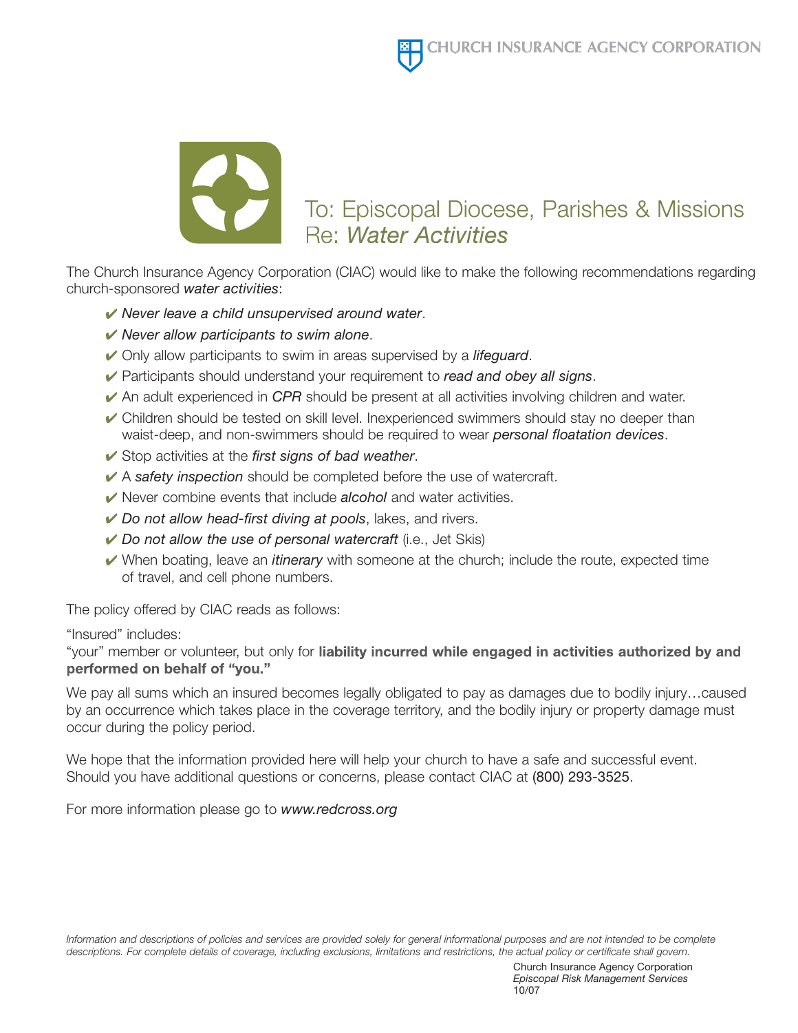CHURCH INSURANCE AGENCY CORPORATION

# To: Episcopal Diocese, Parishes & Missions
# Re: *Water Activities*

The Church Insurance Agency Corporation (CIAC) would like to make the following recommendations regarding church-sponsored *water activities*:

- ✔ *Never leave a child unsupervised around water*.
- ✔ *Never allow participants to swim alone*.
- ✔ Only allow participants to swim in areas supervised by a *lifeguard*.
- ✔ Participants should understand your requirement to *read and obey all signs*.
- ✔ An adult experienced in *CPR* should be present at all activities involving children and water.
- ✔ Children should be tested on skill level. Inexperienced swimmers should stay no deeper than waist-deep, and non-swimmers should be required to wear *personal floatation devices*.
- ✔ Stop activities at the *first signs of bad weather*.
- ✔ A *safety inspection* should be completed before the use of watercraft.
- ✔ Never combine events that include *alcohol* and water activities.
- ✔ *Do not allow head-first diving at pools*, lakes, and rivers.
- ✔ *Do not allow the use of personal watercraft* (i.e., Jet Skis)
- ✔ When boating, leave an *itinerary* with someone at the church; include the route, expected time of travel, and cell phone numbers.

The policy offered by CIAC reads as follows:

"Insured" includes:
"your" member or volunteer, but only for **liability incurred while engaged in activities authorized by and performed on behalf of "you."**

We pay all sums which an insured becomes legally obligated to pay as damages due to bodily injury…caused by an occurrence which takes place in the coverage territory, and the bodily injury or property damage must occur during the policy period.

We hope that the information provided here will help your church to have a safe and successful event. Should you have additional questions or concerns, please contact CIAC at (800) 293-3525.

For more information please go to *www.redcross.org*

*Information and descriptions of policies and services are provided solely for general informational purposes and are not intended to be complete descriptions. For complete details of coverage, including exclusions, limitations and restrictions, the actual policy or certificate shall govern.*

Church Insurance Agency Corporation
*Episcopal Risk Management Services*
10/07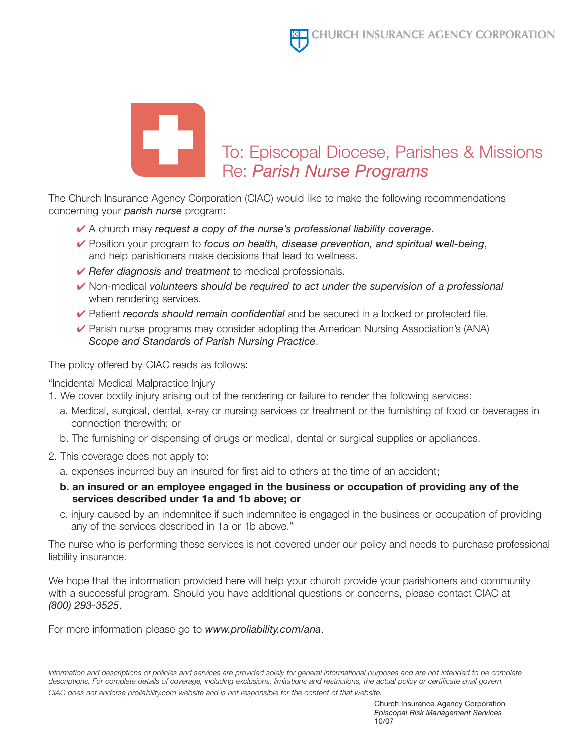CHURCH INSURANCE AGENCY CORPORATION

# To: Episcopal Diocese, Parishes & Missions
# Re: *Parish Nurse Programs*

The Church Insurance Agency Corporation (CIAC) would like to make the following recommendations concerning your *parish nurse* program:

- ✔ A church may *request a copy of the nurse's professional liability coverage*.
- ✔ Position your program to *focus on health, disease prevention, and spiritual well-being*, and help parishioners make decisions that lead to wellness.
- ✔ *Refer diagnosis and treatment* to medical professionals.
- ✔ Non-medical *volunteers should be required to act under the supervision of a professional* when rendering services.
- ✔ Patient *records should remain confidential* and be secured in a locked or protected file.
- ✔ Parish nurse programs may consider adopting the American Nursing Association's (ANA) *Scope and Standards of Parish Nursing Practice*.

The policy offered by CIAC reads as follows:

"Incidental Medical Malpractice Injury

1. We cover bodily injury arising out of the rendering or failure to render the following services:
   a. Medical, surgical, dental, x-ray or nursing services or treatment or the furnishing of food or beverages in connection therewith; or
   b. The furnishing or dispensing of drugs or medical, dental or surgical supplies or appliances.
2. This coverage does not apply to:
   a. expenses incurred buy an insured for first aid to others at the time of an accident;
   **b. an insured or an employee engaged in the business or occupation of providing any of the services described under 1a and 1b above; or**
   c. injury caused by an indemnitee if such indemnitee is engaged in the business or occupation of providing any of the services described in 1a or 1b above."

The nurse who is performing these services is not covered under our policy and needs to purchase professional liability insurance.

We hope that the information provided here will help your church provide your parishioners and community with a successful program. Should you have additional questions or concerns, please contact CIAC at *(800) 293-3525*.

For more information please go to *www.proliability.com/ana*.

*Information and descriptions of policies and services are provided solely for general informational purposes and are not intended to be complete descriptions. For complete details of coverage, including exclusions, limitations and restrictions, the actual policy or certificate shall govern.*

*CIAC does not endorse proliability.com website and is not responsible for the content of that website.*

Church Insurance Agency Corporation
*Episcopal Risk Management Services*
10/07